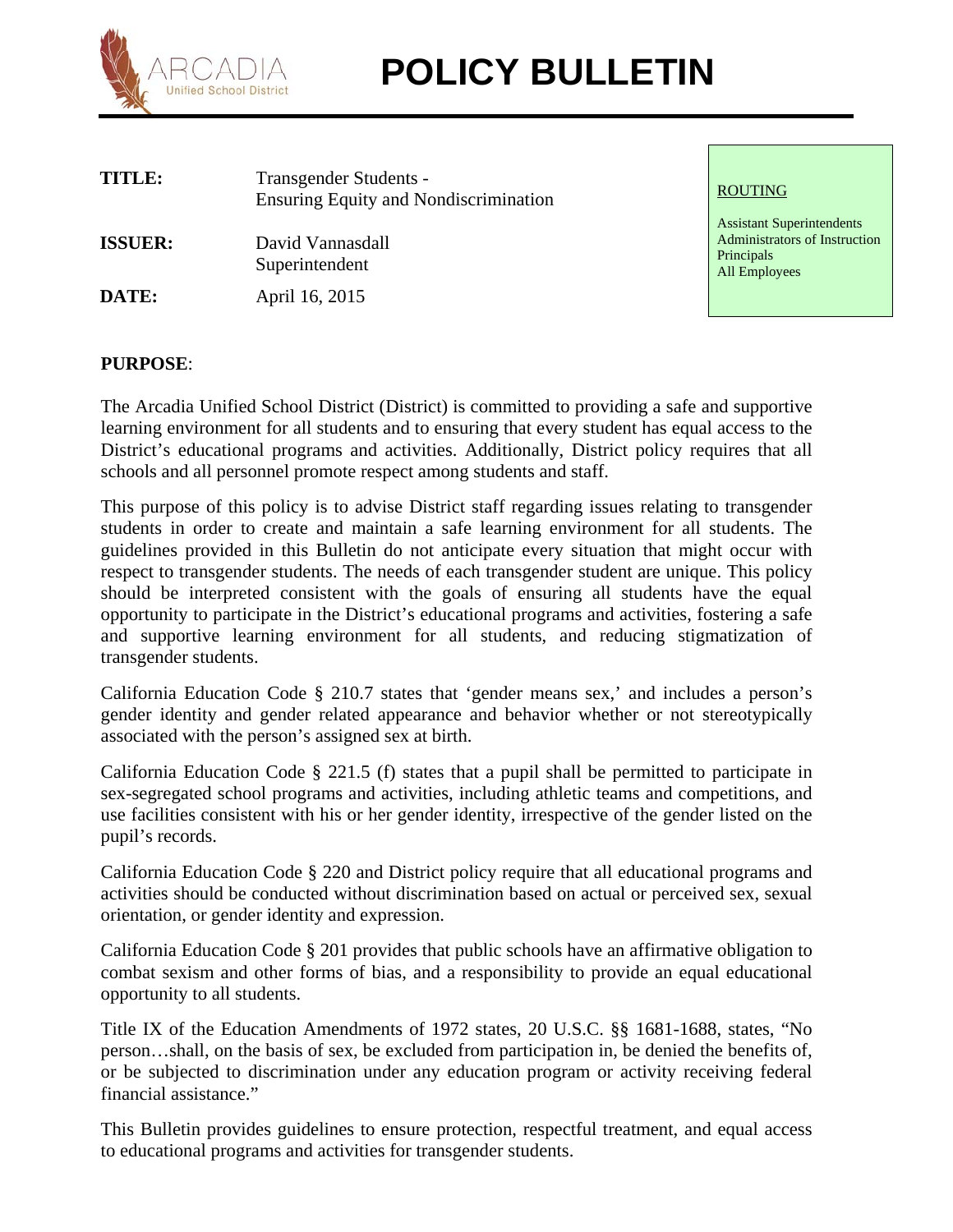ARCADIA
Unified School District

# POLICY BULLETIN

| | |
|---|---|
| **TITLE:** | Transgender Students - Ensuring Equity and Nondiscrimination |
| **ISSUER:** | David Vannasdall Superintendent |
| **DATE:** | April 16, 2015 |

ROUTING

Assistant Superintendents
Administrators of Instruction
Principals
All Employees

**PURPOSE**:

The Arcadia Unified School District (District) is committed to providing a safe and supportive learning environment for all students and to ensuring that every student has equal access to the District's educational programs and activities. Additionally, District policy requires that all schools and all personnel promote respect among students and staff.

This purpose of this policy is to advise District staff regarding issues relating to transgender students in order to create and maintain a safe learning environment for all students. The guidelines provided in this Bulletin do not anticipate every situation that might occur with respect to transgender students. The needs of each transgender student are unique. This policy should be interpreted consistent with the goals of ensuring all students have the equal opportunity to participate in the District's educational programs and activities, fostering a safe and supportive learning environment for all students, and reducing stigmatization of transgender students.

California Education Code § 210.7 states that 'gender means sex,' and includes a person's gender identity and gender related appearance and behavior whether or not stereotypically associated with the person's assigned sex at birth.

California Education Code § 221.5 (f) states that a pupil shall be permitted to participate in sex-segregated school programs and activities, including athletic teams and competitions, and use facilities consistent with his or her gender identity, irrespective of the gender listed on the pupil's records.

California Education Code § 220 and District policy require that all educational programs and activities should be conducted without discrimination based on actual or perceived sex, sexual orientation, or gender identity and expression.

California Education Code § 201 provides that public schools have an affirmative obligation to combat sexism and other forms of bias, and a responsibility to provide an equal educational opportunity to all students.

Title IX of the Education Amendments of 1972 states, 20 U.S.C. §§ 1681-1688, states, "No person…shall, on the basis of sex, be excluded from participation in, be denied the benefits of, or be subjected to discrimination under any education program or activity receiving federal financial assistance."

This Bulletin provides guidelines to ensure protection, respectful treatment, and equal access to educational programs and activities for transgender students.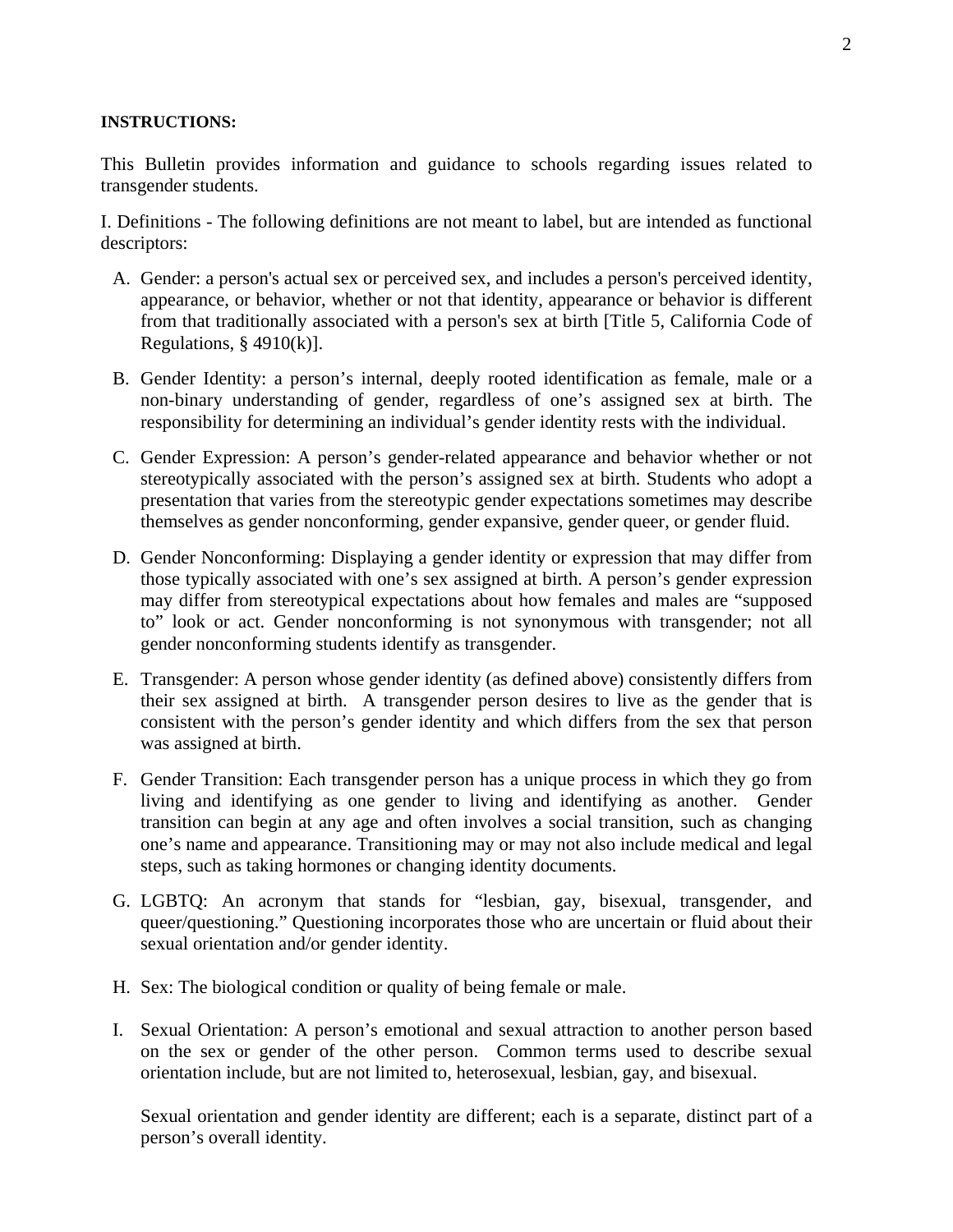**INSTRUCTIONS:**

This Bulletin provides information and guidance to schools regarding issues related to transgender students.

I. Definitions - The following definitions are not meant to label, but are intended as functional descriptors:

A. Gender: a person's actual sex or perceived sex, and includes a person's perceived identity, appearance, or behavior, whether or not that identity, appearance or behavior is different from that traditionally associated with a person's sex at birth [Title 5, California Code of Regulations, § 4910(k)].

B. Gender Identity: a person's internal, deeply rooted identification as female, male or a non-binary understanding of gender, regardless of one's assigned sex at birth. The responsibility for determining an individual's gender identity rests with the individual.

C. Gender Expression: A person's gender-related appearance and behavior whether or not stereotypically associated with the person's assigned sex at birth. Students who adopt a presentation that varies from the stereotypic gender expectations sometimes may describe themselves as gender nonconforming, gender expansive, gender queer, or gender fluid.

D. Gender Nonconforming: Displaying a gender identity or expression that may differ from those typically associated with one's sex assigned at birth. A person's gender expression may differ from stereotypical expectations about how females and males are "supposed to" look or act. Gender nonconforming is not synonymous with transgender; not all gender nonconforming students identify as transgender.

E. Transgender: A person whose gender identity (as defined above) consistently differs from their sex assigned at birth. A transgender person desires to live as the gender that is consistent with the person's gender identity and which differs from the sex that person was assigned at birth.

F. Gender Transition: Each transgender person has a unique process in which they go from living and identifying as one gender to living and identifying as another. Gender transition can begin at any age and often involves a social transition, such as changing one's name and appearance. Transitioning may or may not also include medical and legal steps, such as taking hormones or changing identity documents.

G. LGBTQ: An acronym that stands for "lesbian, gay, bisexual, transgender, and queer/questioning." Questioning incorporates those who are uncertain or fluid about their sexual orientation and/or gender identity.

H. Sex: The biological condition or quality of being female or male.

I. Sexual Orientation: A person's emotional and sexual attraction to another person based on the sex or gender of the other person. Common terms used to describe sexual orientation include, but are not limited to, heterosexual, lesbian, gay, and bisexual.

   Sexual orientation and gender identity are different; each is a separate, distinct part of a person's overall identity.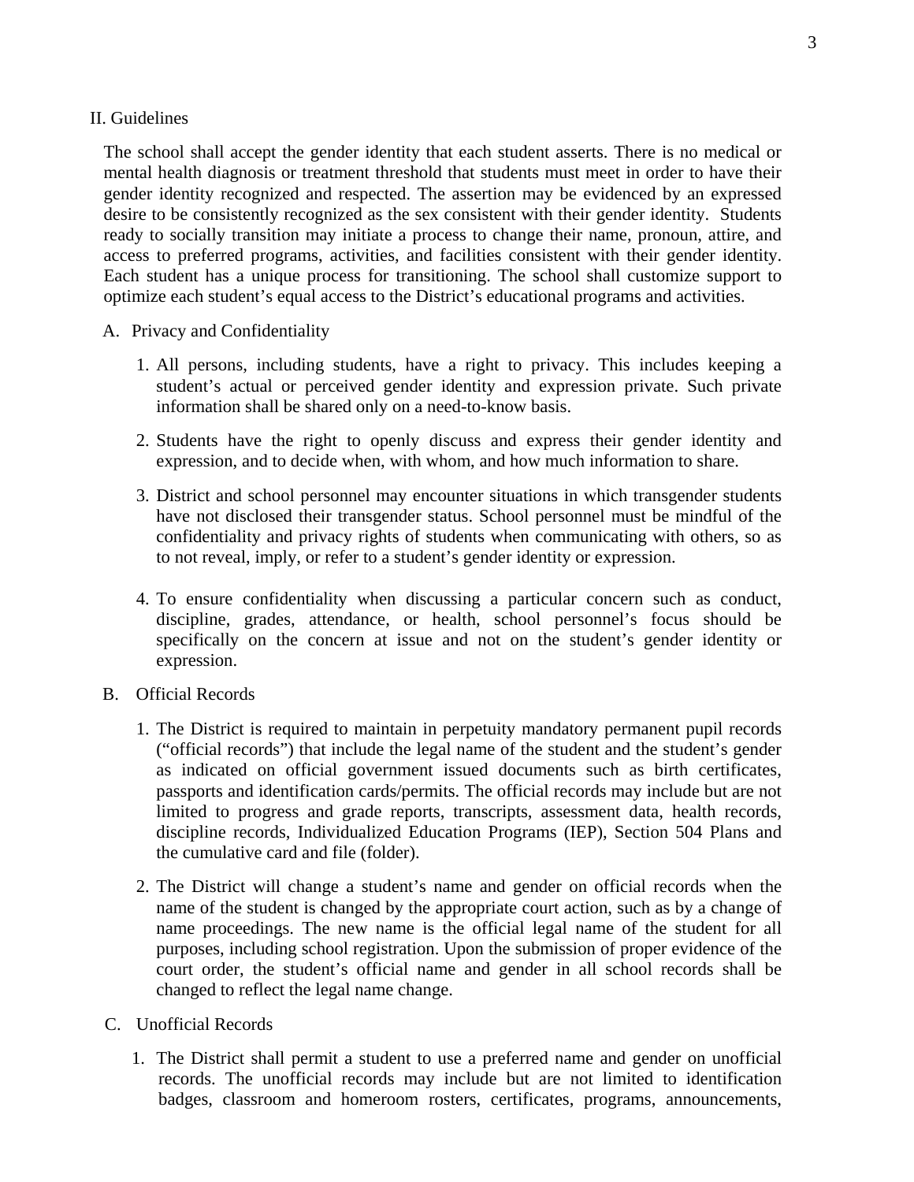## II. Guidelines

The school shall accept the gender identity that each student asserts. There is no medical or mental health diagnosis or treatment threshold that students must meet in order to have their gender identity recognized and respected. The assertion may be evidenced by an expressed desire to be consistently recognized as the sex consistent with their gender identity. Students ready to socially transition may initiate a process to change their name, pronoun, attire, and access to preferred programs, activities, and facilities consistent with their gender identity. Each student has a unique process for transitioning. The school shall customize support to optimize each student's equal access to the District's educational programs and activities.

### A. Privacy and Confidentiality

1. All persons, including students, have a right to privacy. This includes keeping a student's actual or perceived gender identity and expression private. Such private information shall be shared only on a need-to-know basis.

2. Students have the right to openly discuss and express their gender identity and expression, and to decide when, with whom, and how much information to share.

3. District and school personnel may encounter situations in which transgender students have not disclosed their transgender status. School personnel must be mindful of the confidentiality and privacy rights of students when communicating with others, so as to not reveal, imply, or refer to a student's gender identity or expression.

4. To ensure confidentiality when discussing a particular concern such as conduct, discipline, grades, attendance, or health, school personnel's focus should be specifically on the concern at issue and not on the student's gender identity or expression.

### B. Official Records

1. The District is required to maintain in perpetuity mandatory permanent pupil records ("official records") that include the legal name of the student and the student's gender as indicated on official government issued documents such as birth certificates, passports and identification cards/permits. The official records may include but are not limited to progress and grade reports, transcripts, assessment data, health records, discipline records, Individualized Education Programs (IEP), Section 504 Plans and the cumulative card and file (folder).

2. The District will change a student's name and gender on official records when the name of the student is changed by the appropriate court action, such as by a change of name proceedings. The new name is the official legal name of the student for all purposes, including school registration. Upon the submission of proper evidence of the court order, the student's official name and gender in all school records shall be changed to reflect the legal name change.

### C. Unofficial Records

1. The District shall permit a student to use a preferred name and gender on unofficial records. The unofficial records may include but are not limited to identification badges, classroom and homeroom rosters, certificates, programs, announcements,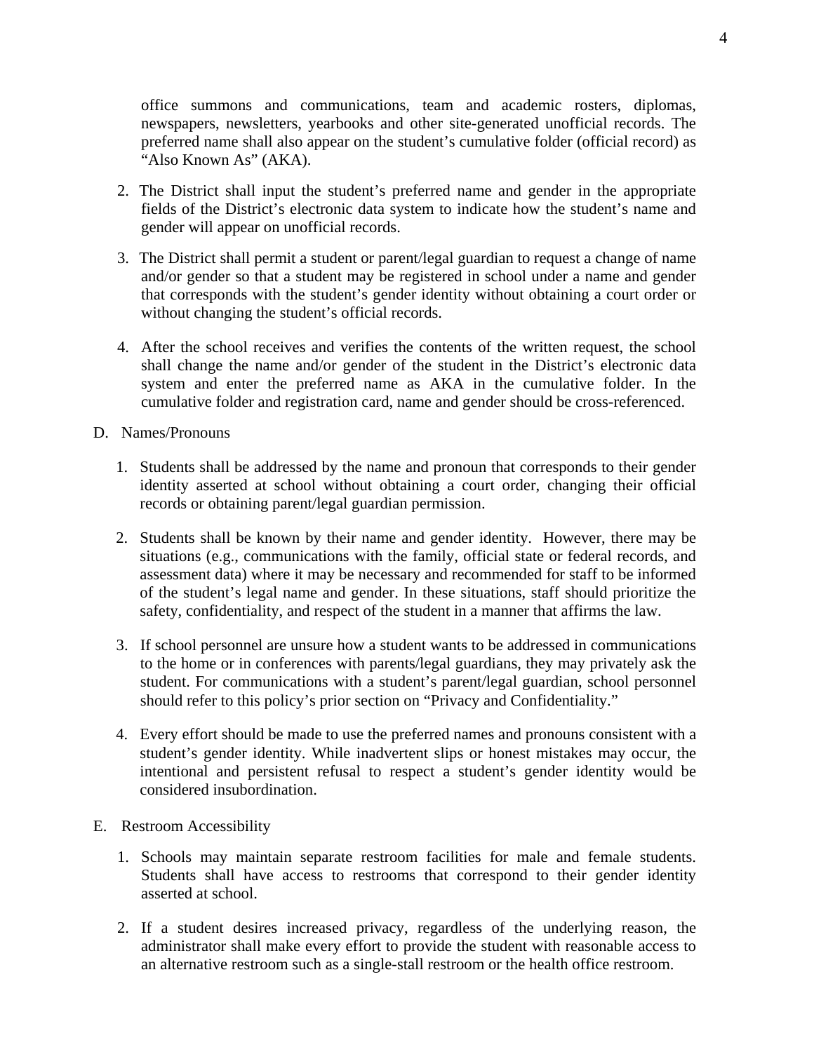office summons and communications, team and academic rosters, diplomas, newspapers, newsletters, yearbooks and other site-generated unofficial records. The preferred name shall also appear on the student's cumulative folder (official record) as "Also Known As" (AKA).

2. The District shall input the student's preferred name and gender in the appropriate fields of the District's electronic data system to indicate how the student's name and gender will appear on unofficial records.

3. The District shall permit a student or parent/legal guardian to request a change of name and/or gender so that a student may be registered in school under a name and gender that corresponds with the student's gender identity without obtaining a court order or without changing the student's official records.

4. After the school receives and verifies the contents of the written request, the school shall change the name and/or gender of the student in the District's electronic data system and enter the preferred name as AKA in the cumulative folder. In the cumulative folder and registration card, name and gender should be cross-referenced.

D. Names/Pronouns

1. Students shall be addressed by the name and pronoun that corresponds to their gender identity asserted at school without obtaining a court order, changing their official records or obtaining parent/legal guardian permission.

2. Students shall be known by their name and gender identity. However, there may be situations (e.g., communications with the family, official state or federal records, and assessment data) where it may be necessary and recommended for staff to be informed of the student's legal name and gender. In these situations, staff should prioritize the safety, confidentiality, and respect of the student in a manner that affirms the law.

3. If school personnel are unsure how a student wants to be addressed in communications to the home or in conferences with parents/legal guardians, they may privately ask the student. For communications with a student's parent/legal guardian, school personnel should refer to this policy's prior section on "Privacy and Confidentiality."

4. Every effort should be made to use the preferred names and pronouns consistent with a student's gender identity. While inadvertent slips or honest mistakes may occur, the intentional and persistent refusal to respect a student's gender identity would be considered insubordination.

E. Restroom Accessibility

1. Schools may maintain separate restroom facilities for male and female students. Students shall have access to restrooms that correspond to their gender identity asserted at school.

2. If a student desires increased privacy, regardless of the underlying reason, the administrator shall make every effort to provide the student with reasonable access to an alternative restroom such as a single-stall restroom or the health office restroom.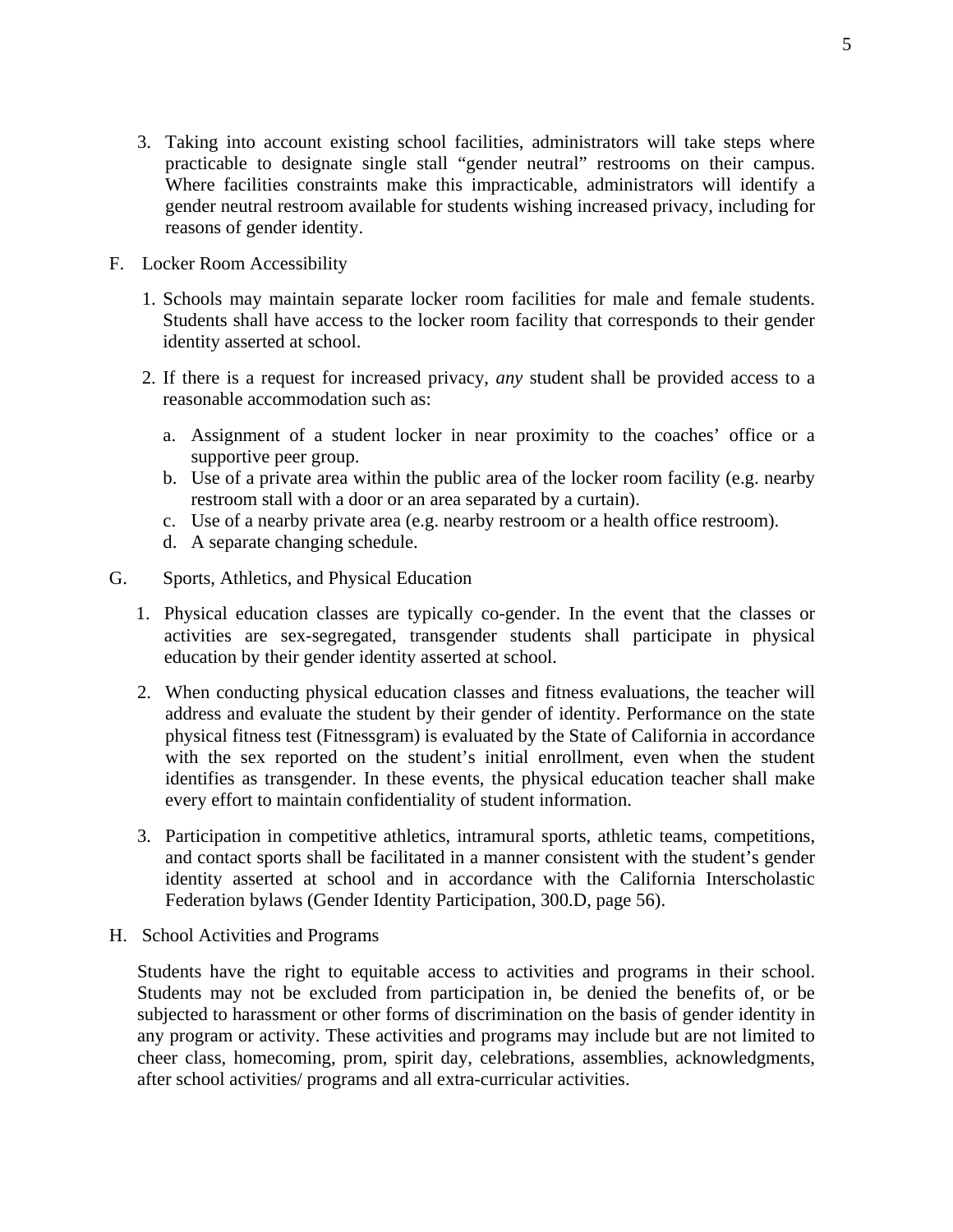3. Taking into account existing school facilities, administrators will take steps where practicable to designate single stall "gender neutral" restrooms on their campus. Where facilities constraints make this impracticable, administrators will identify a gender neutral restroom available for students wishing increased privacy, including for reasons of gender identity.

F. Locker Room Accessibility

1. Schools may maintain separate locker room facilities for male and female students. Students shall have access to the locker room facility that corresponds to their gender identity asserted at school.

2. If there is a request for increased privacy, *any* student shall be provided access to a reasonable accommodation such as:

   a. Assignment of a student locker in near proximity to the coaches' office or a supportive peer group.
   b. Use of a private area within the public area of the locker room facility (e.g. nearby restroom stall with a door or an area separated by a curtain).
   c. Use of a nearby private area (e.g. nearby restroom or a health office restroom).
   d. A separate changing schedule.

G. Sports, Athletics, and Physical Education

1. Physical education classes are typically co-gender. In the event that the classes or activities are sex-segregated, transgender students shall participate in physical education by their gender identity asserted at school.

2. When conducting physical education classes and fitness evaluations, the teacher will address and evaluate the student by their gender of identity. Performance on the state physical fitness test (Fitnessgram) is evaluated by the State of California in accordance with the sex reported on the student's initial enrollment, even when the student identifies as transgender. In these events, the physical education teacher shall make every effort to maintain confidentiality of student information.

3. Participation in competitive athletics, intramural sports, athletic teams, competitions, and contact sports shall be facilitated in a manner consistent with the student's gender identity asserted at school and in accordance with the California Interscholastic Federation bylaws (Gender Identity Participation, 300.D, page 56).

H. School Activities and Programs

Students have the right to equitable access to activities and programs in their school. Students may not be excluded from participation in, be denied the benefits of, or be subjected to harassment or other forms of discrimination on the basis of gender identity in any program or activity. These activities and programs may include but are not limited to cheer class, homecoming, prom, spirit day, celebrations, assemblies, acknowledgments, after school activities/ programs and all extra-curricular activities.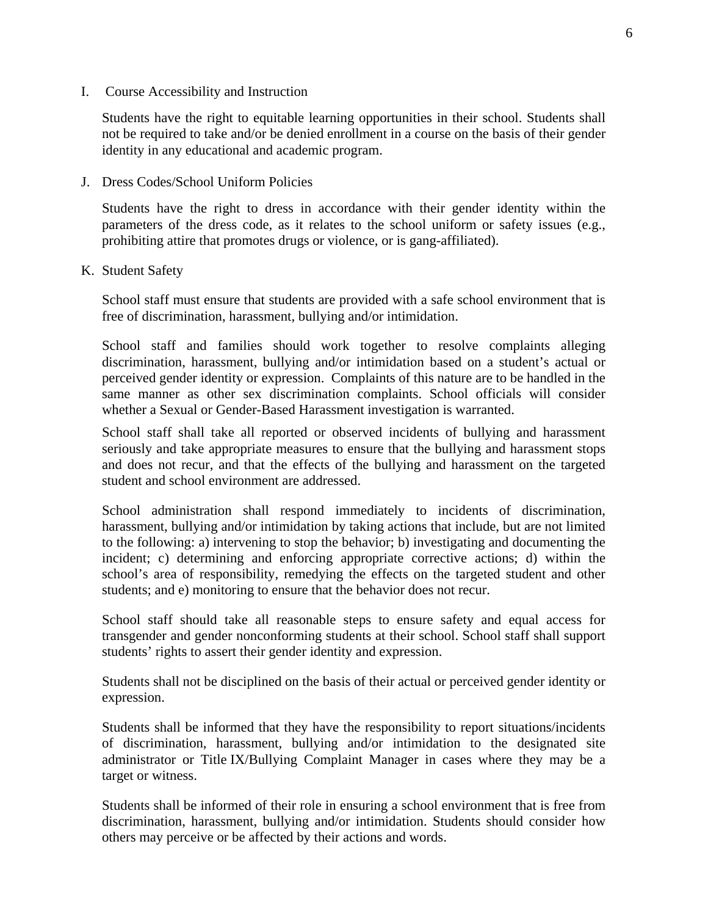## I. Course Accessibility and Instruction

Students have the right to equitable learning opportunities in their school. Students shall not be required to take and/or be denied enrollment in a course on the basis of their gender identity in any educational and academic program.

## J. Dress Codes/School Uniform Policies

Students have the right to dress in accordance with their gender identity within the parameters of the dress code, as it relates to the school uniform or safety issues (e.g., prohibiting attire that promotes drugs or violence, or is gang-affiliated).

## K. Student Safety

School staff must ensure that students are provided with a safe school environment that is free of discrimination, harassment, bullying and/or intimidation.

School staff and families should work together to resolve complaints alleging discrimination, harassment, bullying and/or intimidation based on a student's actual or perceived gender identity or expression. Complaints of this nature are to be handled in the same manner as other sex discrimination complaints. School officials will consider whether a Sexual or Gender-Based Harassment investigation is warranted.

School staff shall take all reported or observed incidents of bullying and harassment seriously and take appropriate measures to ensure that the bullying and harassment stops and does not recur, and that the effects of the bullying and harassment on the targeted student and school environment are addressed.

School administration shall respond immediately to incidents of discrimination, harassment, bullying and/or intimidation by taking actions that include, but are not limited to the following: a) intervening to stop the behavior; b) investigating and documenting the incident; c) determining and enforcing appropriate corrective actions; d) within the school's area of responsibility, remedying the effects on the targeted student and other students; and e) monitoring to ensure that the behavior does not recur.

School staff should take all reasonable steps to ensure safety and equal access for transgender and gender nonconforming students at their school. School staff shall support students' rights to assert their gender identity and expression.

Students shall not be disciplined on the basis of their actual or perceived gender identity or expression.

Students shall be informed that they have the responsibility to report situations/incidents of discrimination, harassment, bullying and/or intimidation to the designated site administrator or Title IX/Bullying Complaint Manager in cases where they may be a target or witness.

Students shall be informed of their role in ensuring a school environment that is free from discrimination, harassment, bullying and/or intimidation. Students should consider how others may perceive or be affected by their actions and words.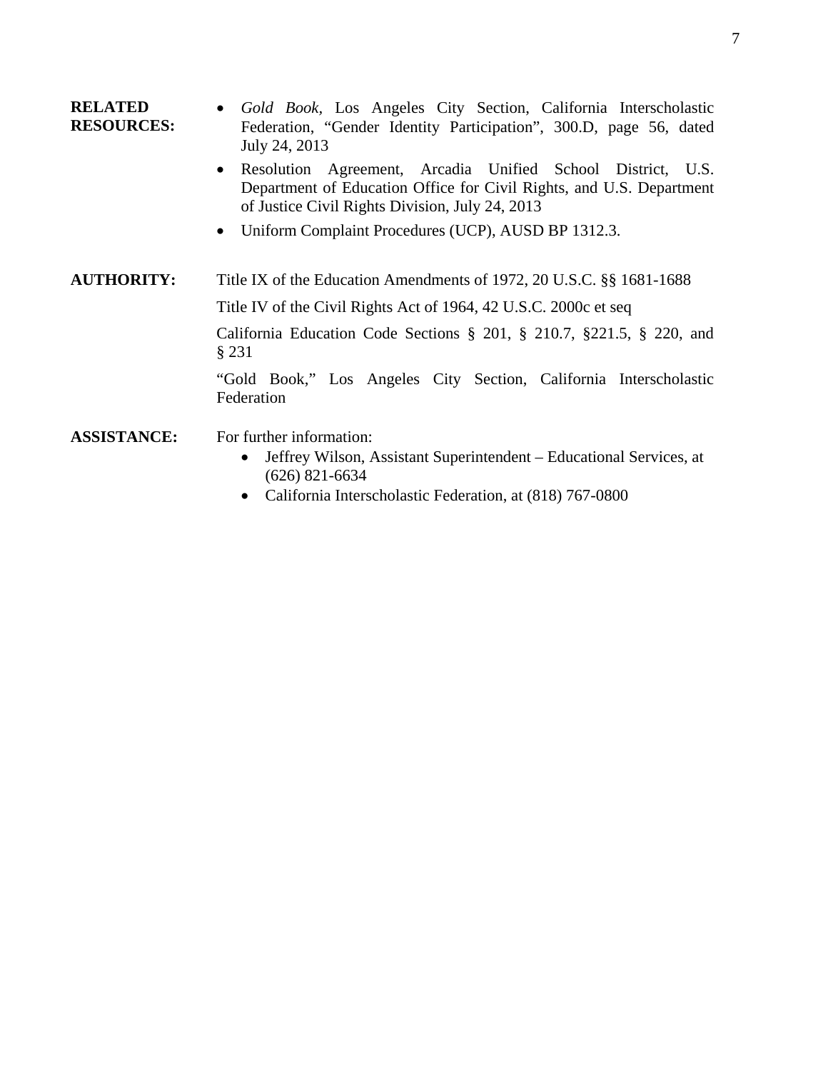**RELATED RESOURCES:**

- *Gold Book*, Los Angeles City Section, California Interscholastic Federation, "Gender Identity Participation", 300.D, page 56, dated July 24, 2013
- Resolution Agreement, Arcadia Unified School District, U.S. Department of Education Office for Civil Rights, and U.S. Department of Justice Civil Rights Division, July 24, 2013
- Uniform Complaint Procedures (UCP), AUSD BP 1312.3.

**AUTHORITY:**

Title IX of the Education Amendments of 1972, 20 U.S.C. §§ 1681-1688

Title IV of the Civil Rights Act of 1964, 42 U.S.C. 2000c et seq

California Education Code Sections § 201, § 210.7, §221.5, § 220, and § 231

"Gold Book," Los Angeles City Section, California Interscholastic Federation

**ASSISTANCE:**

For further information:

- Jeffrey Wilson, Assistant Superintendent – Educational Services, at (626) 821-6634
- California Interscholastic Federation, at (818) 767-0800